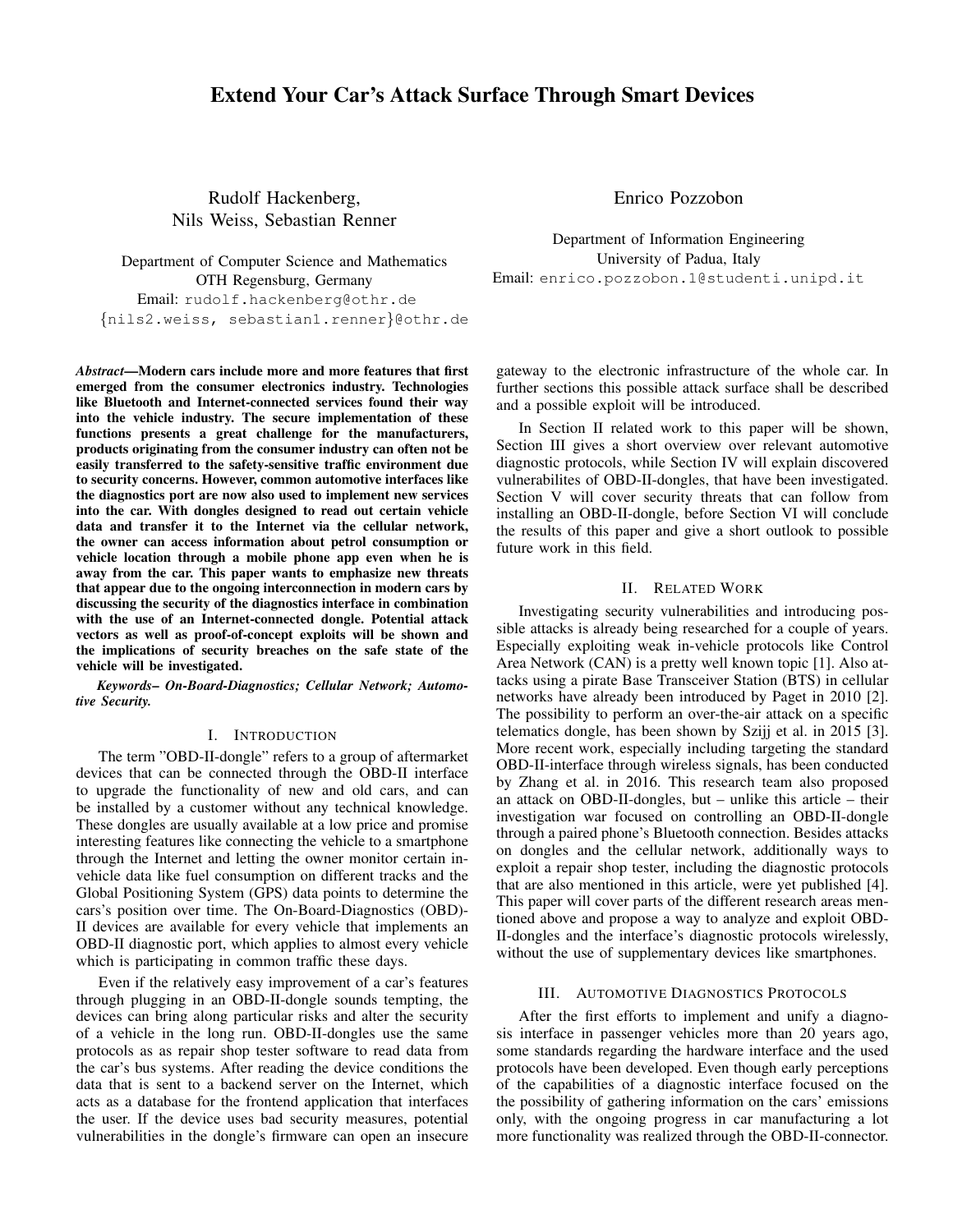# Extend Your Car's Attack Surface Through Smart Devices

Rudolf Hackenberg,
Nils Weiss, Sebastian Renner

Department of Computer Science and Mathematics
OTH Regensburg, Germany
Email: rudolf.hackenberg@othr.de
{nils2.weiss, sebastian1.renner}@othr.de

Enrico Pozzobon

Department of Information Engineering
University of Padua, Italy
Email: enrico.pozzobon.1@studenti.unipd.it

***Abstract*—Modern cars include more and more features that first emerged from the consumer electronics industry. Technologies like Bluetooth and Internet-connected services found their way into the vehicle industry. The secure implementation of these functions presents a great challenge for the manufacturers, products originating from the consumer industry can often not be easily transferred to the safety-sensitive traffic environment due to security concerns. However, common automotive interfaces like the diagnostics port are now also used to implement new services into the car. With dongles designed to read out certain vehicle data and transfer it to the Internet via the cellular network, the owner can access information about petrol consumption or vehicle location through a mobile phone app even when he is away from the car. This paper wants to emphasize new threats that appear due to the ongoing interconnection in modern cars by discussing the security of the diagnostics interface in combination with the use of an Internet-connected dongle. Potential attack vectors as well as proof-of-concept exploits will be shown and the implications of security breaches on the safe state of the vehicle will be investigated.**

***Keywords*– *On-Board-Diagnostics; Cellular Network; Automotive Security.***

## I. Introduction

The term "OBD-II-dongle" refers to a group of aftermarket devices that can be connected through the OBD-II interface to upgrade the functionality of new and old cars, and can be installed by a customer without any technical knowledge. These dongles are usually available at a low price and promise interesting features like connecting the vehicle to a smartphone through the Internet and letting the owner monitor certain in-vehicle data like fuel consumption on different tracks and the Global Positioning System (GPS) data points to determine the cars's position over time. The On-Board-Diagnostics (OBD)-II devices are available for every vehicle that implements an OBD-II diagnostic port, which applies to almost every vehicle which is participating in common traffic these days.

Even if the relatively easy improvement of a car's features through plugging in an OBD-II-dongle sounds tempting, the devices can bring along particular risks and alter the security of a vehicle in the long run. OBD-II-dongles use the same protocols as as repair shop tester software to read data from the car's bus systems. After reading the device conditions the data that is sent to a backend server on the Internet, which acts as a database for the frontend application that interfaces the user. If the device uses bad security measures, potential vulnerabilities in the dongle's firmware can open an insecure gateway to the electronic infrastructure of the whole car. In further sections this possible attack surface shall be described and a possible exploit will be introduced.

In Section II related work to this paper will be shown, Section III gives a short overview over relevant automotive diagnostic protocols, while Section IV will explain discovered vulnerabilites of OBD-II-dongles, that have been investigated. Section V will cover security threats that can follow from installing an OBD-II-dongle, before Section VI will conclude the results of this paper and give a short outlook to possible future work in this field.

## II. Related Work

Investigating security vulnerabilities and introducing possible attacks is already being researched for a couple of years. Especially exploiting weak in-vehicle protocols like Control Area Network (CAN) is a pretty well known topic [1]. Also attacks using a pirate Base Transceiver Station (BTS) in cellular networks have already been introduced by Paget in 2010 [2]. The possibility to perform an over-the-air attack on a specific telematics dongle, has been shown by Szijj et al. in 2015 [3]. More recent work, especially including targeting the standard OBD-II-interface through wireless signals, has been conducted by Zhang et al. in 2016. This research team also proposed an attack on OBD-II-dongles, but – unlike this article – their investigation war focused on controlling an OBD-II-dongle through a paired phone's Bluetooth connection. Besides attacks on dongles and the cellular network, additionally ways to exploit a repair shop tester, including the diagnostic protocols that are also mentioned in this article, were yet published [4]. This paper will cover parts of the different research areas mentioned above and propose a way to analyze and exploit OBD-II-dongles and the interface's diagnostic protocols wirelessly, without the use of supplementary devices like smartphones.

## III. Automotive Diagnostics Protocols

After the first efforts to implement and unify a diagnosis interface in passenger vehicles more than 20 years ago, some standards regarding the hardware interface and the used protocols have been developed. Even though early perceptions of the capabilities of a diagnostic interface focused on the the possibility of gathering information on the cars' emissions only, with the ongoing progress in car manufacturing a lot more functionality was realized through the OBD-II-connector.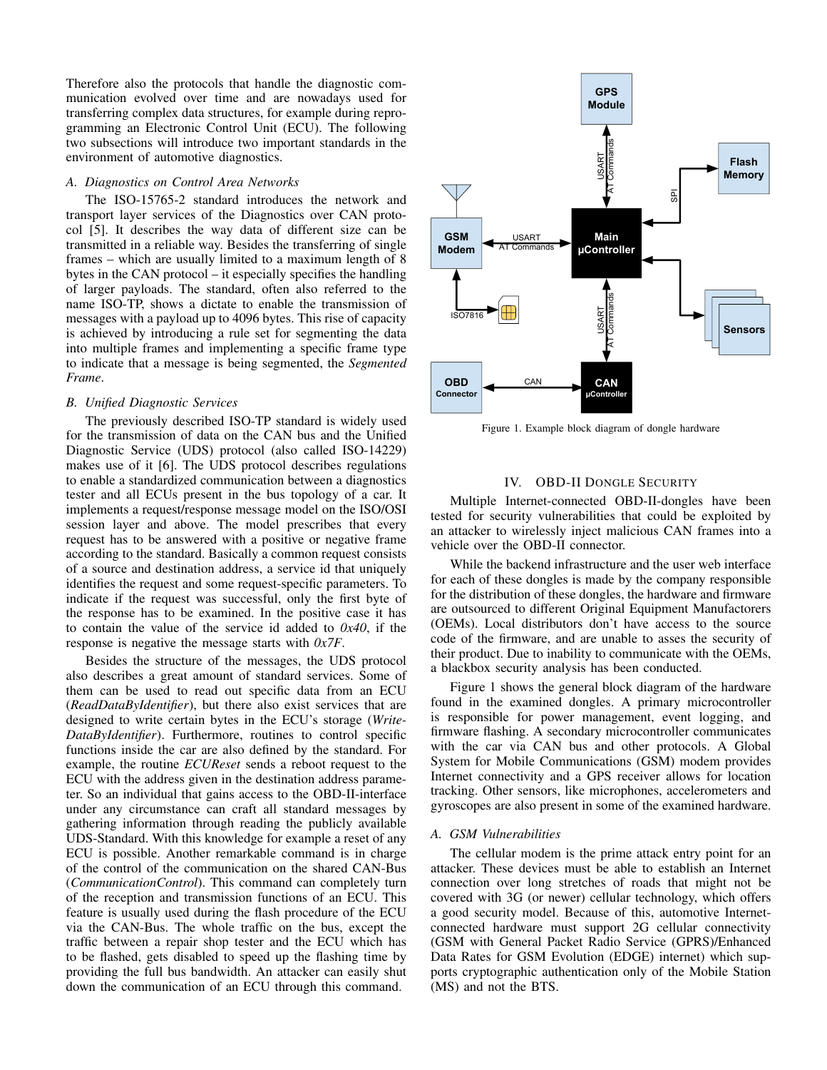Therefore also the protocols that handle the diagnostic communication evolved over time and are nowadays used for transferring complex data structures, for example during reprogramming an Electronic Control Unit (ECU). The following two subsections will introduce two important standards in the environment of automotive diagnostics.

### A. Diagnostics on Control Area Networks

The ISO-15765-2 standard introduces the network and transport layer services of the Diagnostics over CAN protocol [5]. It describes the way data of different size can be transmitted in a reliable way. Besides the transferring of single frames – which are usually limited to a maximum length of 8 bytes in the CAN protocol – it especially specifies the handling of larger payloads. The standard, often also referred to the name ISO-TP, shows a dictate to enable the transmission of messages with a payload up to 4096 bytes. This rise of capacity is achieved by introducing a rule set for segmenting the data into multiple frames and implementing a specific frame type to indicate that a message is being segmented, the *Segmented Frame*.

### B. Unified Diagnostic Services

The previously described ISO-TP standard is widely used for the transmission of data on the CAN bus and the Unified Diagnostic Service (UDS) protocol (also called ISO-14229) makes use of it [6]. The UDS protocol describes regulations to enable a standardized communication between a diagnostics tester and all ECUs present in the bus topology of a car. It implements a request/response message model on the ISO/OSI session layer and above. The model prescribes that every request has to be answered with a positive or negative frame according to the standard. Basically a common request consists of a source and destination address, a service id that uniquely identifies the request and some request-specific parameters. To indicate if the request was successful, only the first byte of the response has to be examined. In the positive case it has to contain the value of the service id added to *0x40*, if the response is negative the message starts with *0x7F*.

Besides the structure of the messages, the UDS protocol also describes a great amount of standard services. Some of them can be used to read out specific data from an ECU (*ReadDataByIdentifier*), but there also exist services that are designed to write certain bytes in the ECU's storage (*WriteDataByIdentifier*). Furthermore, routines to control specific functions inside the car are also defined by the standard. For example, the routine *ECUReset* sends a reboot request to the ECU with the address given in the destination address parameter. So an individual that gains access to the OBD-II-interface under any circumstance can craft all standard messages by gathering information through reading the publicly available UDS-Standard. With this knowledge for example a reset of any ECU is possible. Another remarkable command is in charge of the control of the communication on the shared CAN-Bus (*CommunicationControl*). This command can completely turn of the reception and transmission functions of an ECU. This feature is usually used during the flash procedure of the ECU via the CAN-Bus. The whole traffic on the bus, except the traffic between a repair shop tester and the ECU which has to be flashed, gets disabled to speed up the flashing time by providing the full bus bandwidth. An attacker can easily shut down the communication of an ECU through this command.

Figure 1. Example block diagram of dongle hardware

## IV. OBD-II Dongle Security

Multiple Internet-connected OBD-II-dongles have been tested for security vulnerabilities that could be exploited by an attacker to wirelessly inject malicious CAN frames into a vehicle over the OBD-II connector.

While the backend infrastructure and the user web interface for each of these dongles is made by the company responsible for the distribution of these dongles, the hardware and firmware are outsourced to different Original Equipment Manufactorers (OEMs). Local distributors don't have access to the source code of the firmware, and are unable to asses the security of their product. Due to inability to communicate with the OEMs, a blackbox security analysis has been conducted.

Figure 1 shows the general block diagram of the hardware found in the examined dongles. A primary microcontroller is responsible for power management, event logging, and firmware flashing. A secondary microcontroller communicates with the car via CAN bus and other protocols. A Global System for Mobile Communications (GSM) modem provides Internet connectivity and a GPS receiver allows for location tracking. Other sensors, like microphones, accelerometers and gyroscopes are also present in some of the examined hardware.

### A. GSM Vulnerabilities

The cellular modem is the prime attack entry point for an attacker. These devices must be able to establish an Internet connection over long stretches of roads that might not be covered with 3G (or newer) cellular technology, which offers a good security model. Because of this, automotive Internet-connected hardware must support 2G cellular connectivity (GSM with General Packet Radio Service (GPRS)/Enhanced Data Rates for GSM Evolution (EDGE) internet) which supports cryptographic authentication only of the Mobile Station (MS) and not the BTS.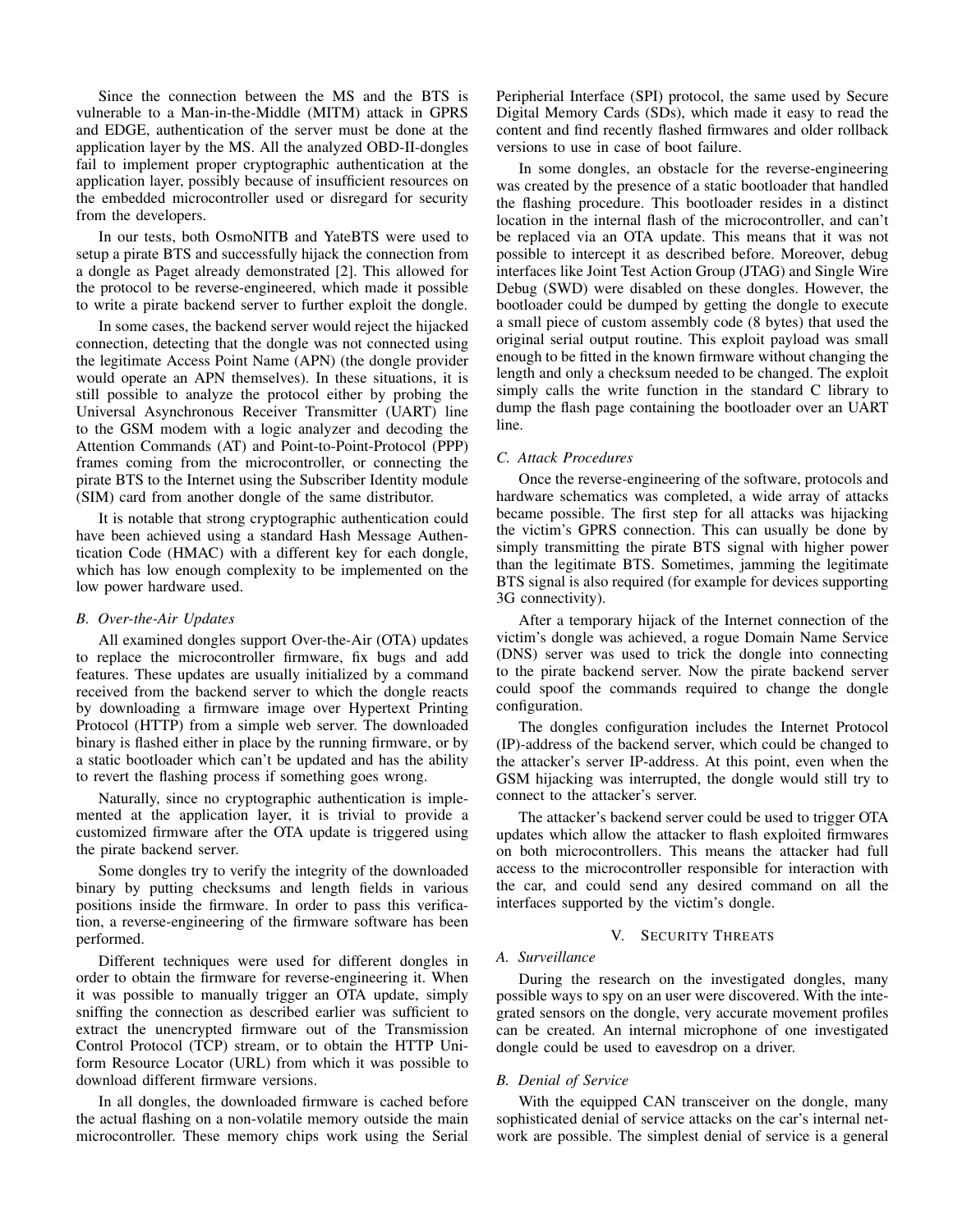Since the connection between the MS and the BTS is vulnerable to a Man-in-the-Middle (MITM) attack in GPRS and EDGE, authentication of the server must be done at the application layer by the MS. All the analyzed OBD-II-dongles fail to implement proper cryptographic authentication at the application layer, possibly because of insufficient resources on the embedded microcontroller used or disregard for security from the developers.

In our tests, both OsmoNITB and YateBTS were used to setup a pirate BTS and successfully hijack the connection from a dongle as Paget already demonstrated [2]. This allowed for the protocol to be reverse-engineered, which made it possible to write a pirate backend server to further exploit the dongle.

In some cases, the backend server would reject the hijacked connection, detecting that the dongle was not connected using the legitimate Access Point Name (APN) (the dongle provider would operate an APN themselves). In these situations, it is still possible to analyze the protocol either by probing the Universal Asynchronous Receiver Transmitter (UART) line to the GSM modem with a logic analyzer and decoding the Attention Commands (AT) and Point-to-Point-Protocol (PPP) frames coming from the microcontroller, or connecting the pirate BTS to the Internet using the Subscriber Identity module (SIM) card from another dongle of the same distributor.

It is notable that strong cryptographic authentication could have been achieved using a standard Hash Message Authentication Code (HMAC) with a different key for each dongle, which has low enough complexity to be implemented on the low power hardware used.

### B. Over-the-Air Updates

All examined dongles support Over-the-Air (OTA) updates to replace the microcontroller firmware, fix bugs and add features. These updates are usually initialized by a command received from the backend server to which the dongle reacts by downloading a firmware image over Hypertext Printing Protocol (HTTP) from a simple web server. The downloaded binary is flashed either in place by the running firmware, or by a static bootloader which can't be updated and has the ability to revert the flashing process if something goes wrong.

Naturally, since no cryptographic authentication is implemented at the application layer, it is trivial to provide a customized firmware after the OTA update is triggered using the pirate backend server.

Some dongles try to verify the integrity of the downloaded binary by putting checksums and length fields in various positions inside the firmware. In order to pass this verification, a reverse-engineering of the firmware software has been performed.

Different techniques were used for different dongles in order to obtain the firmware for reverse-engineering it. When it was possible to manually trigger an OTA update, simply sniffing the connection as described earlier was sufficient to extract the unencrypted firmware out of the Transmission Control Protocol (TCP) stream, or to obtain the HTTP Uniform Resource Locator (URL) from which it was possible to download different firmware versions.

In all dongles, the downloaded firmware is cached before the actual flashing on a non-volatile memory outside the main microcontroller. These memory chips work using the Serial Peripherial Interface (SPI) protocol, the same used by Secure Digital Memory Cards (SDs), which made it easy to read the content and find recently flashed firmwares and older rollback versions to use in case of boot failure.

In some dongles, an obstacle for the reverse-engineering was created by the presence of a static bootloader that handled the flashing procedure. This bootloader resides in a distinct location in the internal flash of the microcontroller, and can't be replaced via an OTA update. This means that it was not possible to intercept it as described before. Moreover, debug interfaces like Joint Test Action Group (JTAG) and Single Wire Debug (SWD) were disabled on these dongles. However, the bootloader could be dumped by getting the dongle to execute a small piece of custom assembly code (8 bytes) that used the original serial output routine. This exploit payload was small enough to be fitted in the known firmware without changing the length and only a checksum needed to be changed. The exploit simply calls the write function in the standard C library to dump the flash page containing the bootloader over an UART line.

### C. Attack Procedures

Once the reverse-engineering of the software, protocols and hardware schematics was completed, a wide array of attacks became possible. The first step for all attacks was hijacking the victim's GPRS connection. This can usually be done by simply transmitting the pirate BTS signal with higher power than the legitimate BTS. Sometimes, jamming the legitimate BTS signal is also required (for example for devices supporting 3G connectivity).

After a temporary hijack of the Internet connection of the victim's dongle was achieved, a rogue Domain Name Service (DNS) server was used to trick the dongle into connecting to the pirate backend server. Now the pirate backend server could spoof the commands required to change the dongle configuration.

The dongles configuration includes the Internet Protocol (IP)-address of the backend server, which could be changed to the attacker's server IP-address. At this point, even when the GSM hijacking was interrupted, the dongle would still try to connect to the attacker's server.

The attacker's backend server could be used to trigger OTA updates which allow the attacker to flash exploited firmwares on both microcontrollers. This means the attacker had full access to the microcontroller responsible for interaction with the car, and could send any desired command on all the interfaces supported by the victim's dongle.

## V. Security Threats

### A. Surveillance

During the research on the investigated dongles, many possible ways to spy on an user were discovered. With the integrated sensors on the dongle, very accurate movement profiles can be created. An internal microphone of one investigated dongle could be used to eavesdrop on a driver.

### B. Denial of Service

With the equipped CAN transceiver on the dongle, many sophisticated denial of service attacks on the car's internal network are possible. The simplest denial of service is a general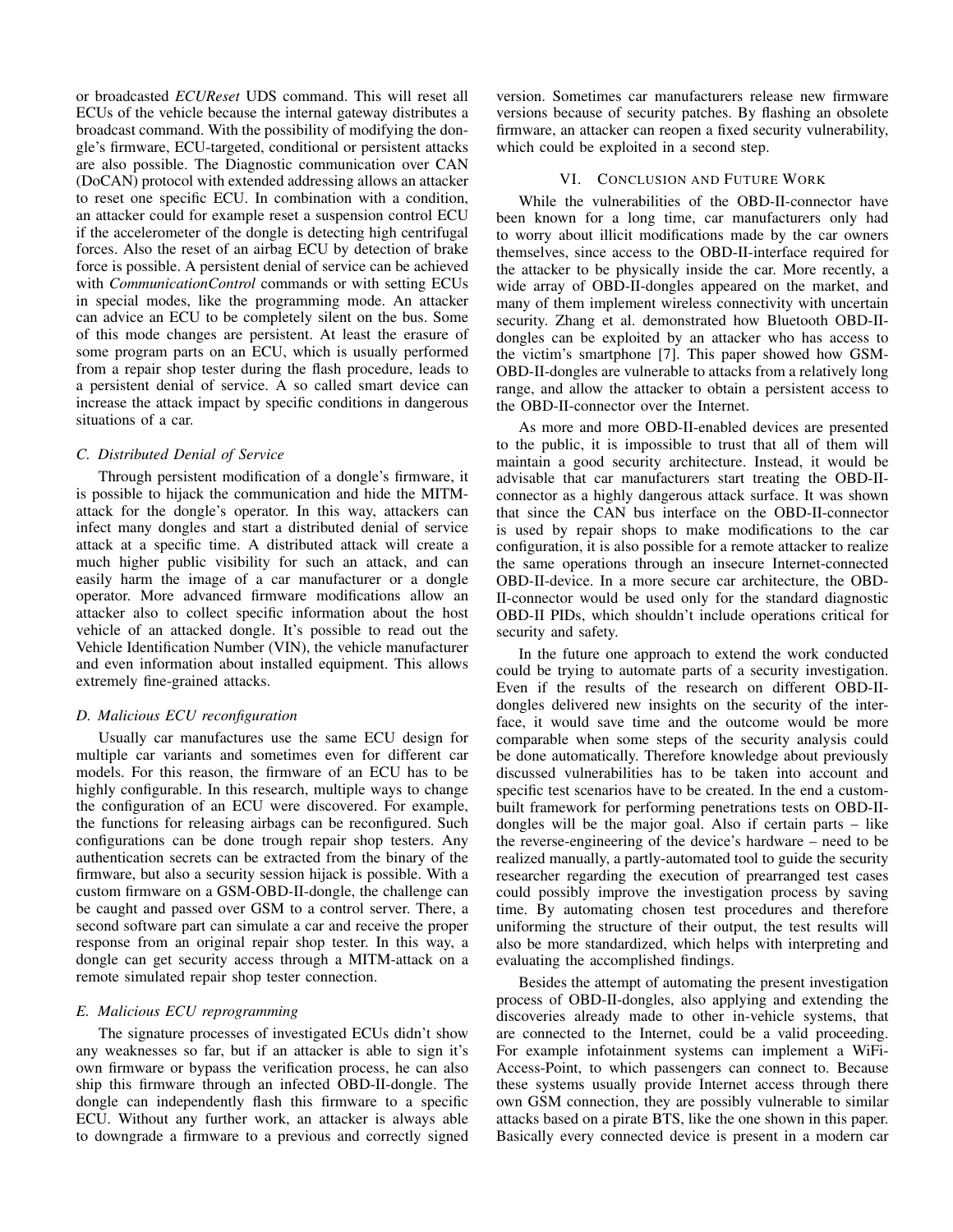or broadcasted *ECUReset* UDS command. This will reset all ECUs of the vehicle because the internal gateway distributes a broadcast command. With the possibility of modifying the dongle's firmware, ECU-targeted, conditional or persistent attacks are also possible. The Diagnostic communication over CAN (DoCAN) protocol with extended addressing allows an attacker to reset one specific ECU. In combination with a condition, an attacker could for example reset a suspension control ECU if the accelerometer of the dongle is detecting high centrifugal forces. Also the reset of an airbag ECU by detection of brake force is possible. A persistent denial of service can be achieved with *CommunicationControl* commands or with setting ECUs in special modes, like the programming mode. An attacker can advice an ECU to be completely silent on the bus. Some of this mode changes are persistent. At least the erasure of some program parts on an ECU, which is usually performed from a repair shop tester during the flash procedure, leads to a persistent denial of service. A so called smart device can increase the attack impact by specific conditions in dangerous situations of a car.

### C. Distributed Denial of Service

Through persistent modification of a dongle's firmware, it is possible to hijack the communication and hide the MITM-attack for the dongle's operator. In this way, attackers can infect many dongles and start a distributed denial of service attack at a specific time. A distributed attack will create a much higher public visibility for such an attack, and can easily harm the image of a car manufacturer or a dongle operator. More advanced firmware modifications allow an attacker also to collect specific information about the host vehicle of an attacked dongle. It's possible to read out the Vehicle Identification Number (VIN), the vehicle manufacturer and even information about installed equipment. This allows extremely fine-grained attacks.

### D. Malicious ECU reconfiguration

Usually car manufactures use the same ECU design for multiple car variants and sometimes even for different car models. For this reason, the firmware of an ECU has to be highly configurable. In this research, multiple ways to change the configuration of an ECU were discovered. For example, the functions for releasing airbags can be reconfigured. Such configurations can be done trough repair shop testers. Any authentication secrets can be extracted from the binary of the firmware, but also a security session hijack is possible. With a custom firmware on a GSM-OBD-II-dongle, the challenge can be caught and passed over GSM to a control server. There, a second software part can simulate a car and receive the proper response from an original repair shop tester. In this way, a dongle can get security access through a MITM-attack on a remote simulated repair shop tester connection.

### E. Malicious ECU reprogramming

The signature processes of investigated ECUs didn't show any weaknesses so far, but if an attacker is able to sign it's own firmware or bypass the verification process, he can also ship this firmware through an infected OBD-II-dongle. The dongle can independently flash this firmware to a specific ECU. Without any further work, an attacker is always able to downgrade a firmware to a previous and correctly signed version. Sometimes car manufacturers release new firmware versions because of security patches. By flashing an obsolete firmware, an attacker can reopen a fixed security vulnerability, which could be exploited in a second step.

## VI. Conclusion and Future Work

While the vulnerabilities of the OBD-II-connector have been known for a long time, car manufacturers only had to worry about illicit modifications made by the car owners themselves, since access to the OBD-II-interface required for the attacker to be physically inside the car. More recently, a wide array of OBD-II-dongles appeared on the market, and many of them implement wireless connectivity with uncertain security. Zhang et al. demonstrated how Bluetooth OBD-II-dongles can be exploited by an attacker who has access to the victim's smartphone [7]. This paper showed how GSM-OBD-II-dongles are vulnerable to attacks from a relatively long range, and allow the attacker to obtain a persistent access to the OBD-II-connector over the Internet.

As more and more OBD-II-enabled devices are presented to the public, it is impossible to trust that all of them will maintain a good security architecture. Instead, it would be advisable that car manufacturers start treating the OBD-II-connector as a highly dangerous attack surface. It was shown that since the CAN bus interface on the OBD-II-connector is used by repair shops to make modifications to the car configuration, it is also possible for a remote attacker to realize the same operations through an insecure Internet-connected OBD-II-device. In a more secure car architecture, the OBD-II-connector would be used only for the standard diagnostic OBD-II PIDs, which shouldn't include operations critical for security and safety.

In the future one approach to extend the work conducted could be trying to automate parts of a security investigation. Even if the results of the research on different OBD-II-dongles delivered new insights on the security of the interface, it would save time and the outcome would be more comparable when some steps of the security analysis could be done automatically. Therefore knowledge about previously discussed vulnerabilities has to be taken into account and specific test scenarios have to be created. In the end a custom-built framework for performing penetrations tests on OBD-II-dongles will be the major goal. Also if certain parts – like the reverse-engineering of the device's hardware – need to be realized manually, a partly-automated tool to guide the security researcher regarding the execution of prearranged test cases could possibly improve the investigation process by saving time. By automating chosen test procedures and therefore uniforming the structure of their output, the test results will also be more standardized, which helps with interpreting and evaluating the accomplished findings.

Besides the attempt of automating the present investigation process of OBD-II-dongles, also applying and extending the discoveries already made to other in-vehicle systems, that are connected to the Internet, could be a valid proceeding. For example infotainment systems can implement a WiFi-Access-Point, to which passengers can connect to. Because these systems usually provide Internet access through there own GSM connection, they are possibly vulnerable to similar attacks based on a pirate BTS, like the one shown in this paper. Basically every connected device is present in a modern car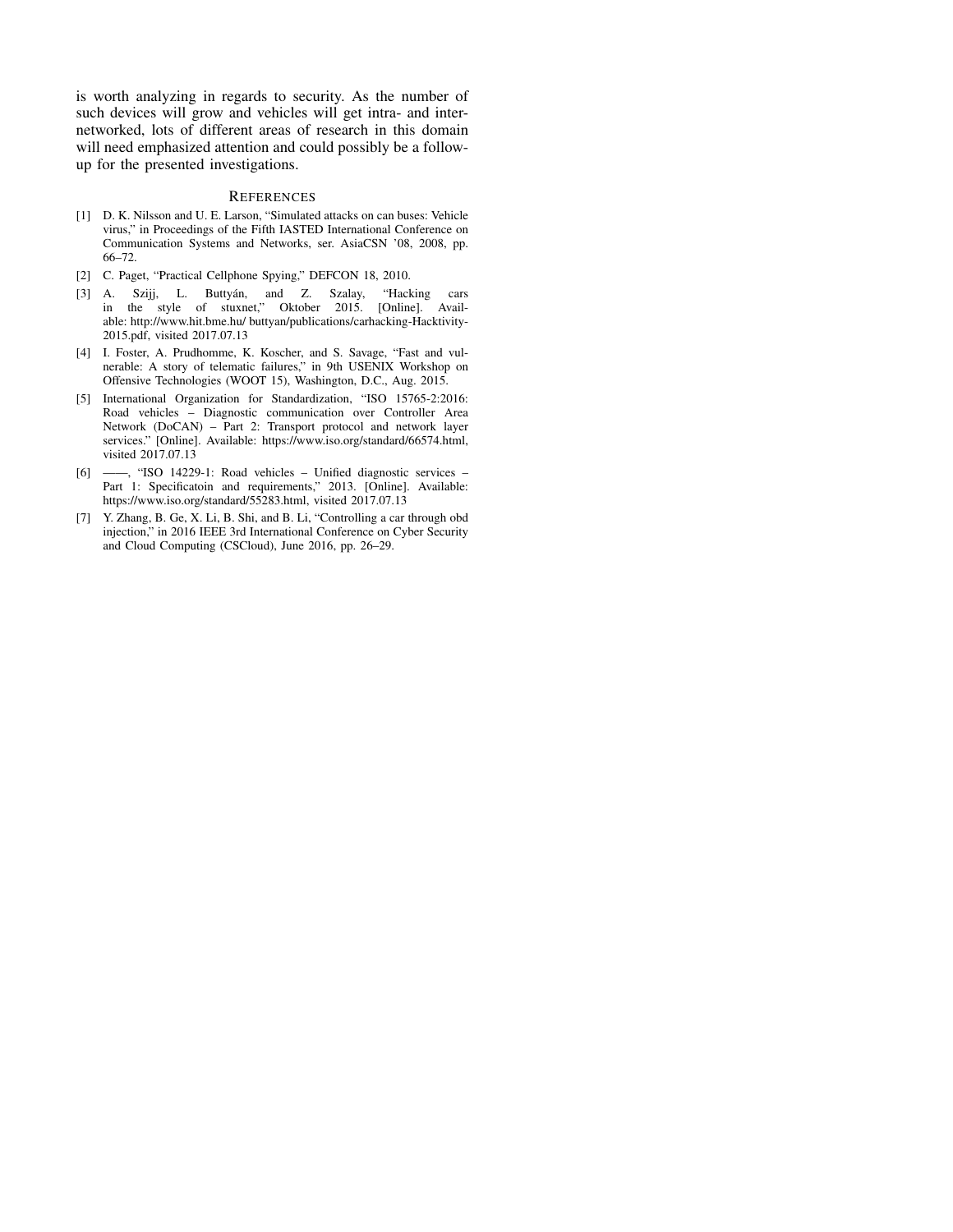is worth analyzing in regards to security. As the number of such devices will grow and vehicles will get intra- and inter-networked, lots of different areas of research in this domain will need emphasized attention and could possibly be a follow-up for the presented investigations.

## REFERENCES

[1] D. K. Nilsson and U. E. Larson, "Simulated attacks on can buses: Vehicle virus," in Proceedings of the Fifth IASTED International Conference on Communication Systems and Networks, ser. AsiaCSN '08, 2008, pp. 66–72.

[2] C. Paget, "Practical Cellphone Spying," DEFCON 18, 2010.

[3] A. Szijj, L. Buttyán, and Z. Szalay, "Hacking cars in the style of stuxnet," Oktober 2015. [Online]. Available: http://www.hit.bme.hu/ buttyan/publications/carhacking-Hacktivity-2015.pdf, visited 2017.07.13

[4] I. Foster, A. Prudhomme, K. Koscher, and S. Savage, "Fast and vulnerable: A story of telematic failures," in 9th USENIX Workshop on Offensive Technologies (WOOT 15), Washington, D.C., Aug. 2015.

[5] International Organization for Standardization, "ISO 15765-2:2016: Road vehicles – Diagnostic communication over Controller Area Network (DoCAN) – Part 2: Transport protocol and network layer services." [Online]. Available: https://www.iso.org/standard/66574.html, visited 2017.07.13

[6] ——, "ISO 14229-1: Road vehicles – Unified diagnostic services – Part 1: Specificatoin and requirements," 2013. [Online]. Available: https://www.iso.org/standard/55283.html, visited 2017.07.13

[7] Y. Zhang, B. Ge, X. Li, B. Shi, and B. Li, "Controlling a car through obd injection," in 2016 IEEE 3rd International Conference on Cyber Security and Cloud Computing (CSCloud), June 2016, pp. 26–29.